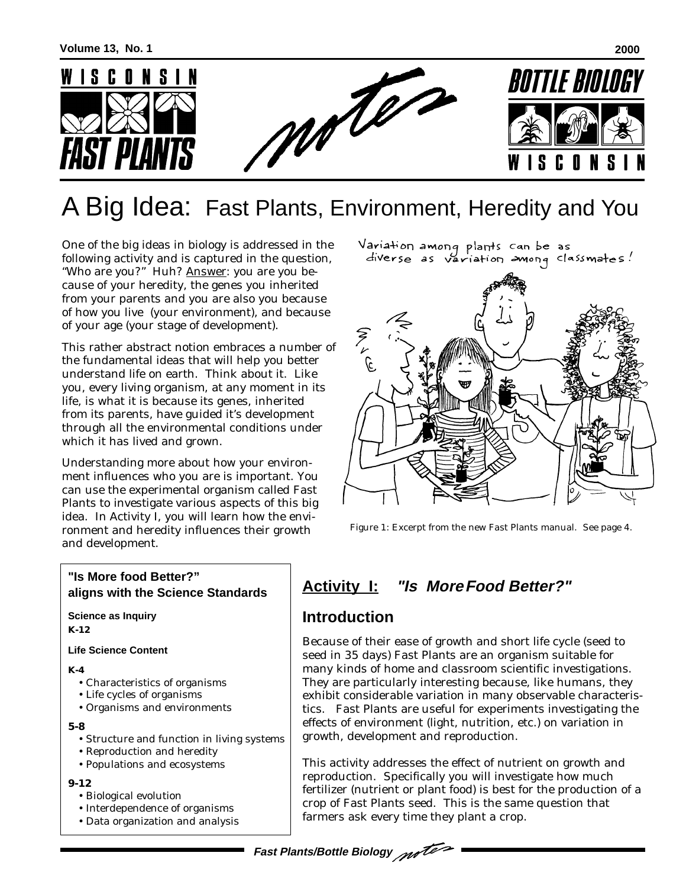# A Big Idea: Fast Plants, Environment, Heredity and You

One of the big ideas in biology is addressed in the following activity and is captured in the question, "Who are you?" Huh? Answer: you are you because of your heredity, the genes you inherited from your parents and you are also you because of how you live (your environment), and because of your age (your stage of development).

This rather abstract notion embraces a number of the fundamental ideas that will help you better understand life on earth. Think about it. Like you, every living organism, at any moment in its life, is what it is because its genes, inherited from its parents, have guided it's development through all the environmental conditions under which it has lived and grown.

Understanding more about how your environment influences who you are is important. You can use the experimental organism called Fast Plants to investigate various aspects of this big idea. In Activity I, you will learn how the environment and heredity influences their growth and development.

Variation among plants can be as diverse as variation among classmates!

Figure 1: Excerpt from the new Fast Plants manual. See page 4.

**"Is More food Better?" aligns with the Science Standards**

**Science as Inquiry**
**K-12**

**Life Science Content**

**K-4**
- Characteristics of organisms
- Life cycles of organisms
- Organisms and environments

**5-8**
- Structure and function in living systems
- Reproduction and heredity
- Populations and ecosystems

**9-12**
- Biological evolution
- Interdependence of organisms
- Data organization and analysis

## Activity I: *"Is More Food Better?"*

## Introduction

Because of their ease of growth and short life cycle (seed to seed in 35 days) Fast Plants are an organism suitable for many kinds of home and classroom scientific investigations. They are particularly interesting because, like humans, they exhibit considerable variation in many observable characteristics. Fast Plants are useful for experiments investigating the effects of environment (light, nutrition, etc.) on variation in growth, development and reproduction.

This activity addresses the effect of nutrient on growth and reproduction. Specifically you will investigate how much fertilizer (nutrient or plant food) is best for the production of a crop of Fast Plants seed. This is the same question that farmers ask every time they plant a crop.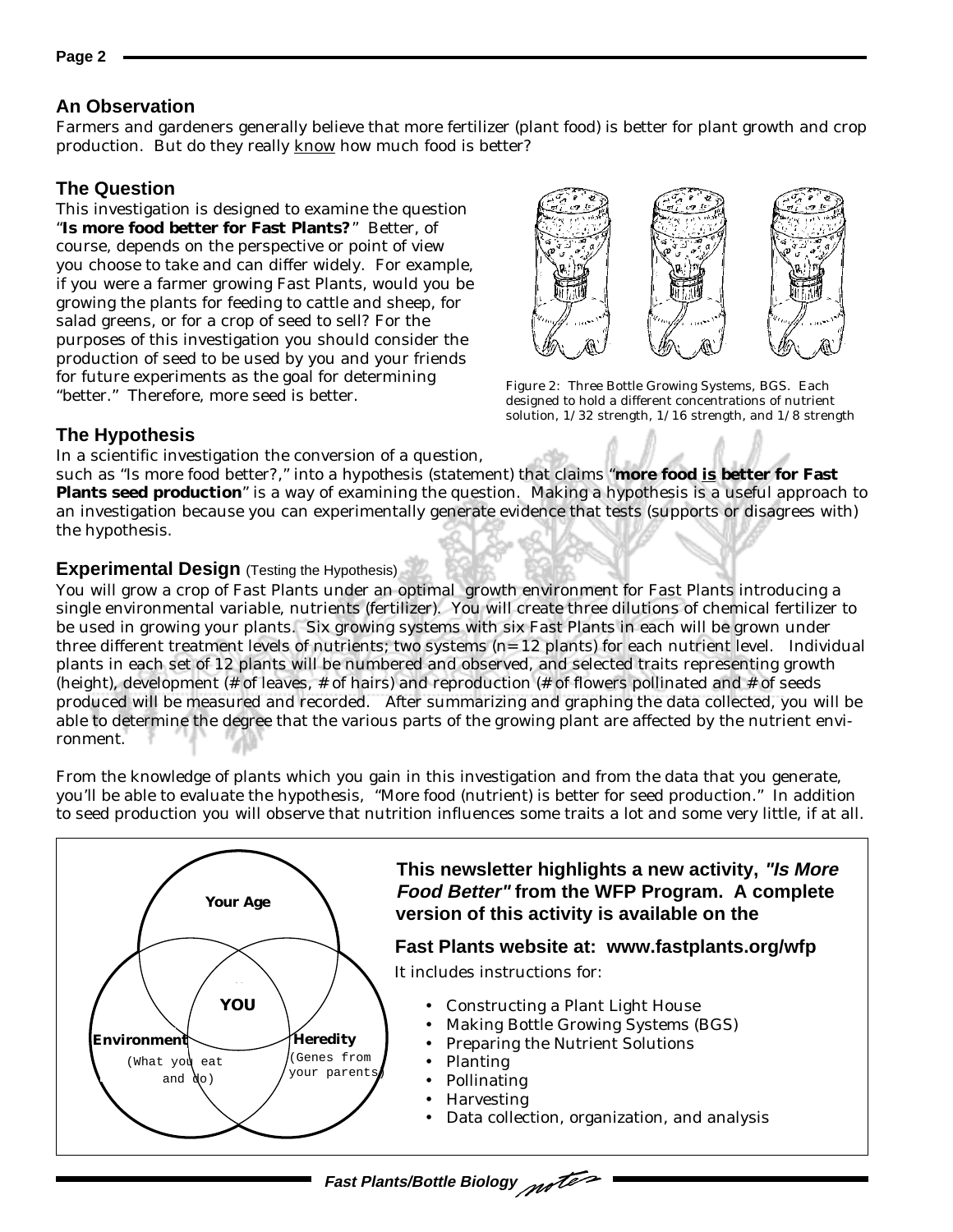## An Observation

Farmers and gardeners generally believe that more fertilizer (plant food) is better for plant growth and crop production. But do they really know how much food is better?

## The Question

This investigation is designed to examine the question "**Is more food better for Fast Plants?**" Better, of course, depends on the perspective or point of view you choose to take and can differ widely. For example, if you were a farmer growing Fast Plants, would you be growing the plants for feeding to cattle and sheep, for salad greens, or for a crop of seed to sell? For the purposes of this investigation you should consider the production of seed to be used by you and your friends for future experiments as the goal for determining "better." Therefore, more seed is better.

Figure 2: Three Bottle Growing Systems, BGS. Each designed to hold a different concentrations of nutrient solution, 1/32 strength, 1/16 strength, and 1/8 strength

## The Hypothesis

In a scientific investigation the conversion of a question, such as "Is more food better?," into a hypothesis (statement) that claims "**more food is better for Fast Plants seed production**" is a way of examining the question. Making a hypothesis is a useful approach to an investigation because you can experimentally generate evidence that tests (supports or disagrees with) the hypothesis.

## Experimental Design (Testing the Hypothesis)

You will grow a crop of Fast Plants under an optimal growth environment for Fast Plants introducing a single environmental variable, nutrients (fertilizer). You will create three dilutions of chemical fertilizer to be used in growing your plants. Six growing systems with six Fast Plants in each will be grown under three different treatment levels of nutrients; two systems (n=12 plants) for each nutrient level. Individual plants in each set of 12 plants will be numbered and observed, and selected traits representing growth (height), development (# of leaves, # of hairs) and reproduction (# of flowers pollinated and # of seeds produced will be measured and recorded. After summarizing and graphing the data collected, you will be able to determine the degree that the various parts of the growing plant are affected by the nutrient environment.

From the knowledge of plants which you gain in this investigation and from the data that you generate, you'll be able to evaluate the hypothesis, "More food (nutrient) is better for seed production." In addition to seed production you will observe that nutrition influences some traits a lot and some very little, if at all.

Your Age

YOU

Environment (What you eat and do)

Heredity (Genes from your parents)

**This newsletter highlights a new activity, *"Is More Food Better"* from the WFP Program. A complete version of this activity is available on the**

**Fast Plants website at: www.fastplants.org/wfp**

It includes instructions for:

- Constructing a Plant Light House
- Making Bottle Growing Systems (BGS)
- Preparing the Nutrient Solutions
- Planting
- Pollinating
- Harvesting
- Data collection, organization, and analysis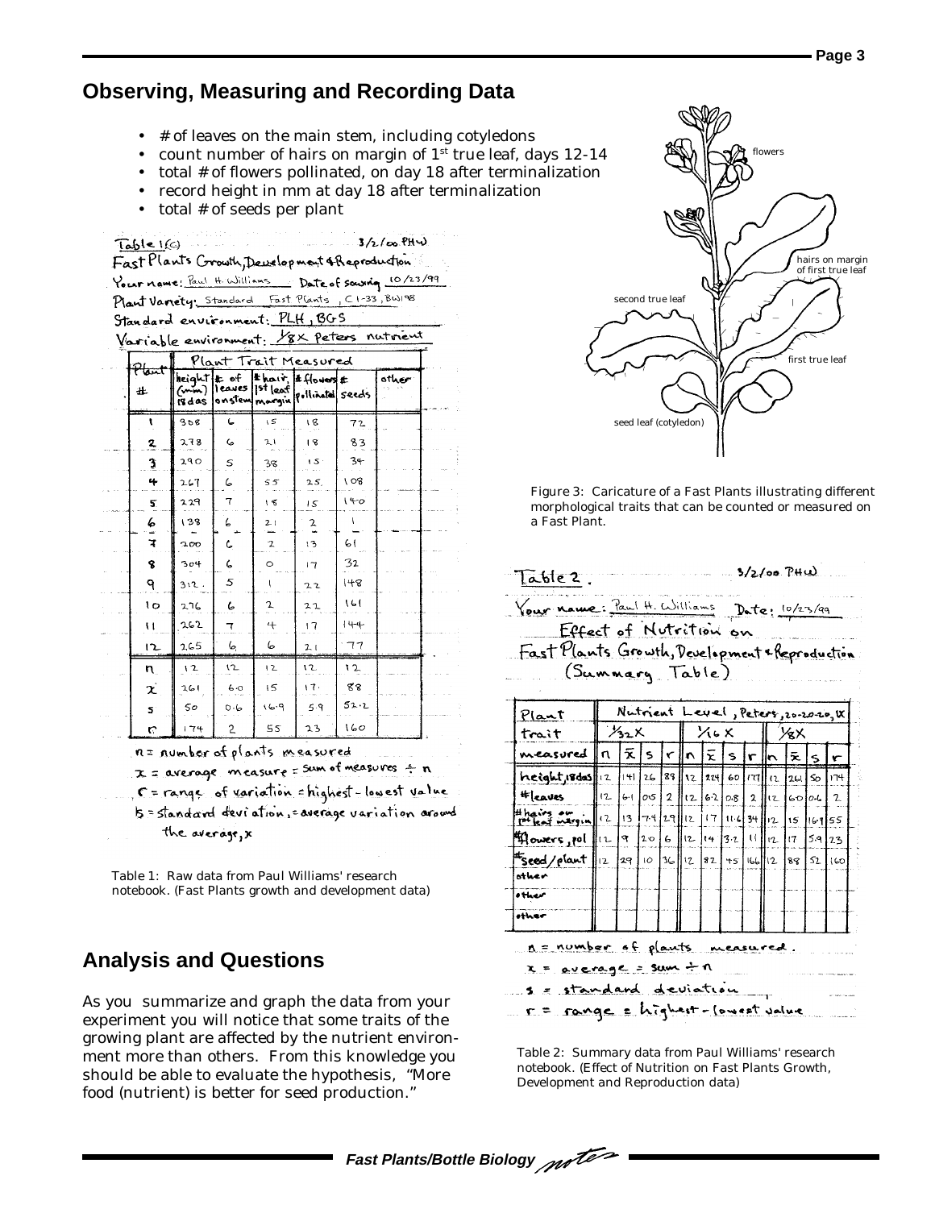## Observing, Measuring and Recording Data

- # of leaves on the main stem, including cotyledons
- count number of hairs on margin of 1st true leaf, days 12-14
- total # of flowers pollinated, on day 18 after terminalization
- record height in mm at day 18 after terminalization
- total # of seeds per plant

Table 1(c) 3/2/00 PHW

Fast Plants Growth, Development & Reproduction

Your name: Paul H. Williams Date of sowing 10/23/99

Plant Variety: Standard Fast Plants, C1-33, BW198

Standard environment: PLH, BGS

Variable environment: 1/8X Peters nutrient

| Plant # | height (mm) 18das | # of leaves on stem | # hair, 1st leaf margin | # flowers pollinated | # seeds | other |
|---|---|---|---|---|---|---|
| 1 | 308 | 6 | 15 | 18 | 72 | |
| 2 | 278 | 6 | 21 | 18 | 83 | |
| 3 | 290 | 5 | 38 | 15 | 34 | |
| 4 | 267 | 6 | 55 | 25 | 108 | |
| 5 | 229 | 7 | 18 | 15 | 140 | |
| 6 | 138 | 6 | 21 | 2 | 1 | |
| 7 | 200 | 6 | 2 | 13 | 61 | |
| 8 | 304 | 6 | 0 | 17 | 32 | |
| 9 | 312 | 5 | 1 | 22 | 148 | |
| 10 | 276 | 6 | 2 | 22 | 161 | |
| 11 | 262 | 7 | 4 | 17 | 144 | |
| 12 | 265 | 6 | 6 | 21 | 77 | |
| n | 12 | 12 | 12 | 12 | 12 | |
| x | 261 | 6.0 | 15 | 17 | 88 | |
| s | 50 | 0.6 | 16.9 | 5.9 | 52.2 | |
| r | 174 | 2 | 55 | 23 | 160 | |

n = number of plants measured

x = average measure = sum of measures ÷ n

r = range of variation = highest − lowest value

s = standard deviation, = average variation around the average, x

Table 1: Raw data from Paul Williams' research notebook. (Fast Plants growth and development data)

Figure 3: Caricature of a Fast Plants illustrating different morphological traits that can be counted or measured on a Fast Plant.

Table 2. 3/2/00 PHW

Your name: Paul H. Williams Date: 10/23/99

Effect of Nutrition on Fast Plants Growth, Development & Reproduction (Summary Table)

| Plant trait measured | Nutrient Level, Peters, 20-20-20, 1X | | | | | | | | | | | |
|---|---|---|---|---|---|---|---|---|---|---|---|---|
| | 1/32X | | | | 1/16X | | | | 1/8X | | | |
| | n | x | s | r | n | x | s | r | n | x | s | r |
| height, 18das | 12 | 141 | 26 | 88 | 12 | 224 | 60 | 177 | 12 | 261 | 50 | 174 |
| # leaves | 12 | 6.1 | 0.5 | 2 | 12 | 6.2 | 0.8 | 2 | 12 | 6.0 | 0.6 | 2 |
| # hairs on 1st leaf margin | 12 | 13 | 7.4 | 29 | 12 | 17 | 11.6 | 34 | 12 | 15 | 16.9 | 55 |
| # flowers, pol | 12 | 9 | 2.0 | 6 | 12 | 14 | 3.2 | 11 | 12 | 17 | 5.9 | 23 |
| # seed/plant | 12 | 29 | 10 | 36 | 12 | 82 | 45 | 166 | 12 | 88 | 52 | 160 |
| other | | | | | | | | | | | | |
| other | | | | | | | | | | | | |
| other | | | | | | | | | | | | |

n = number of plants measured.

x = average = sum ÷ n

s = standard deviation

r = range = highest − lowest value

Table 2: Summary data from Paul Williams' research notebook. (Effect of Nutrition on Fast Plants Growth, Development and Reproduction data)

## Analysis and Questions

As you summarize and graph the data from your experiment you will notice that some traits of the growing plant are affected by the nutrient environment more than others. From this knowledge you should be able to evaluate the hypothesis, "More food (nutrient) is better for seed production."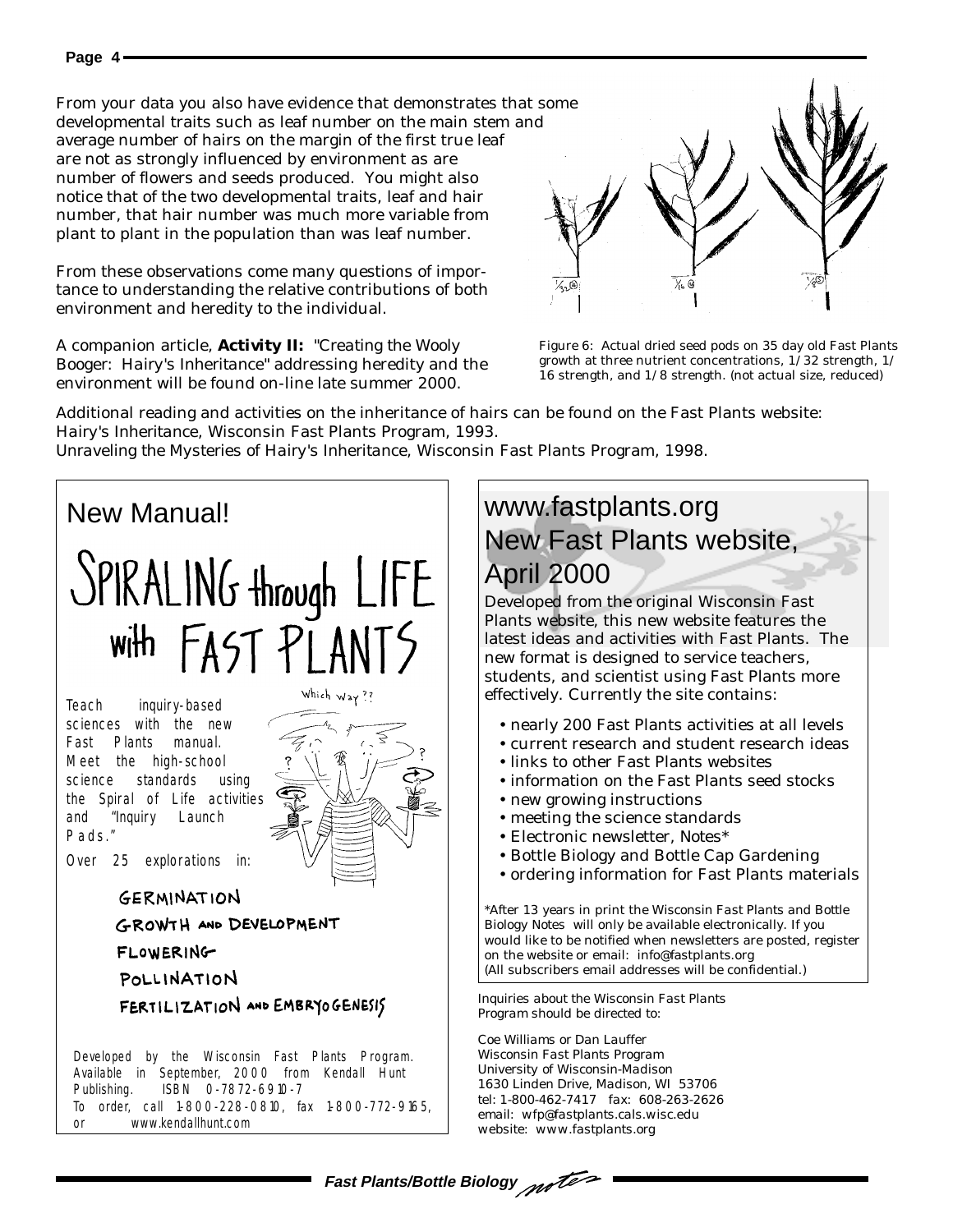From your data you also have evidence that demonstrates that some developmental traits such as leaf number on the main stem and average number of hairs on the margin of the first true leaf are not as strongly influenced by environment as are number of flowers and seeds produced. You might also notice that of the two developmental traits, leaf and hair number, that hair number was much more variable from plant to plant in the population than was leaf number.

From these observations come many questions of importance to understanding the relative contributions of both environment and heredity to the individual.

A companion article, **Activity II:** "Creating the Wooly Booger: Hairy's Inheritance" addressing heredity and the environment will be found on-line late summer 2000.

Figure 6: Actual dried seed pods on 35 day old Fast Plants growth at three nutrient concentrations, 1/32 strength, 1/16 strength, and 1/8 strength. (not actual size, reduced)

Additional reading and activities on the inheritance of hairs can be found on the Fast Plants website:
Hairy's Inheritance, Wisconsin Fast Plants Program, 1993.
Unraveling the Mysteries of Hairy's Inheritance, Wisconsin Fast Plants Program, 1998.

## New Manual!

# SPIRALING through LIFE with FAST PLANTS

Teach inquiry-based sciences with the new Fast Plants manual. Meet the high-school science standards using the Spiral of Life activities and "Inquiry Launch Pads."

Over 25 explorations in:

- GERMINATION
- GROWTH AND DEVELOPMENT
- FLOWERING
- POLLINATION
- FERTILIZATION AND EMBRYOGENESIS

Developed by the Wisconsin Fast Plants Program. Available in September, 2000 from Kendall Hunt Publishing. ISBN 0-7872-6910-7
To order, call 1-800-228-0810, fax 1-800-772-9165, or www.kendallhunt.com

## www.fastplants.org New Fast Plants website, April 2000

Developed from the original Wisconsin Fast Plants website, this new website features the latest ideas and activities with Fast Plants. The new format is designed to service teachers, students, and scientist using Fast Plants more effectively. Currently the site contains:

- nearly 200 Fast Plants activities at all levels
- current research and student research ideas
- links to other Fast Plants websites
- information on the Fast Plants seed stocks
- new growing instructions
- meeting the science standards
- Electronic newsletter, Notes*
- Bottle Biology and Bottle Cap Gardening
- ordering information for Fast Plants materials

*After 13 years in print the Wisconsin Fast Plants and Bottle Biology Notes will only be available electronically. If you would like to be notified when newsletters are posted, register on the website or email: info@fastplants.org
(All subscribers email addresses will be confidential.)

Inquiries about the Wisconsin Fast Plants Program should be directed to:

Coe Williams or Dan Lauffer
Wisconsin Fast Plants Program
University of Wisconsin-Madison
1630 Linden Drive, Madison, WI 53706
tel: 1-800-462-7417 fax: 608-263-2626
email: wfp@fastplants.cals.wisc.edu
website: www.fastplants.org